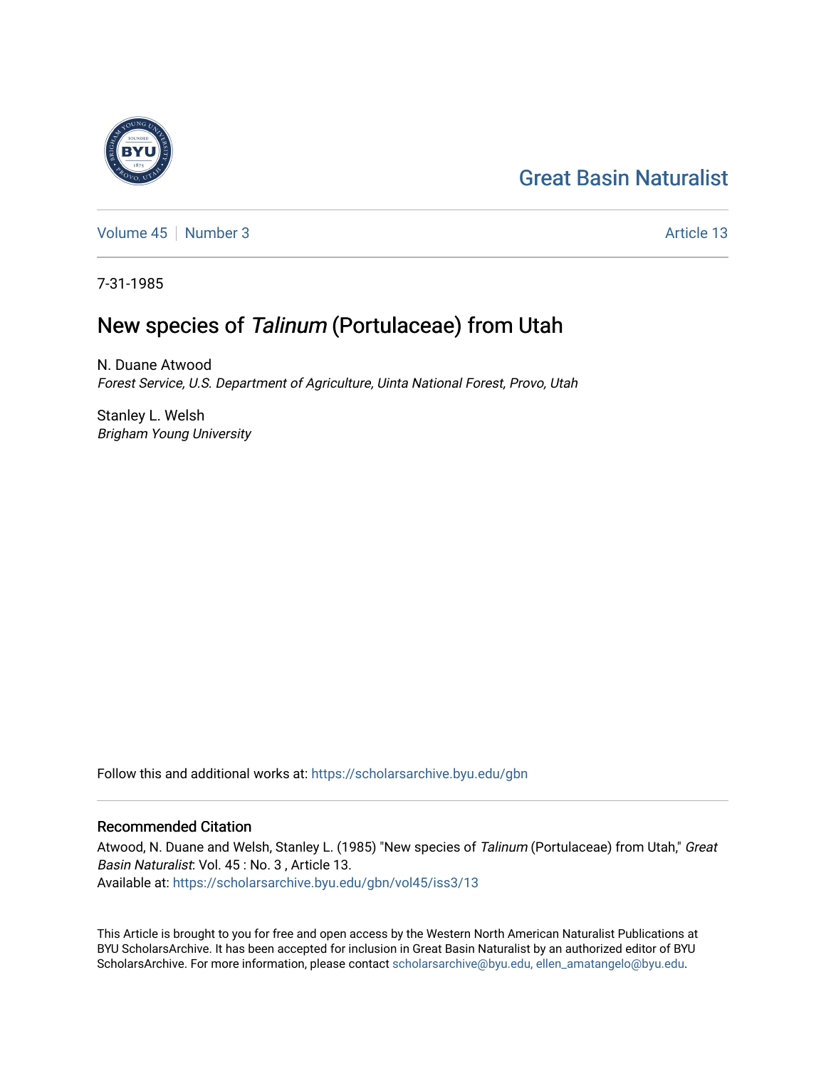Great Basin Naturalist

Volume 45 | Number 3 | Article 13

7-31-1985

# New species of *Talinum* (Portulaceae) from Utah

N. Duane Atwood
*Forest Service, U.S. Department of Agriculture, Uinta National Forest, Provo, Utah*

Stanley L. Welsh
*Brigham Young University*

Follow this and additional works at: https://scholarsarchive.byu.edu/gbn

## Recommended Citation

Atwood, N. Duane and Welsh, Stanley L. (1985) "New species of *Talinum* (Portulaceae) from Utah," *Great Basin Naturalist*: Vol. 45 : No. 3 , Article 13.
Available at: https://scholarsarchive.byu.edu/gbn/vol45/iss3/13

This Article is brought to you for free and open access by the Western North American Naturalist Publications at BYU ScholarsArchive. It has been accepted for inclusion in Great Basin Naturalist by an authorized editor of BYU ScholarsArchive. For more information, please contact scholarsarchive@byu.edu, ellen_amatangelo@byu.edu.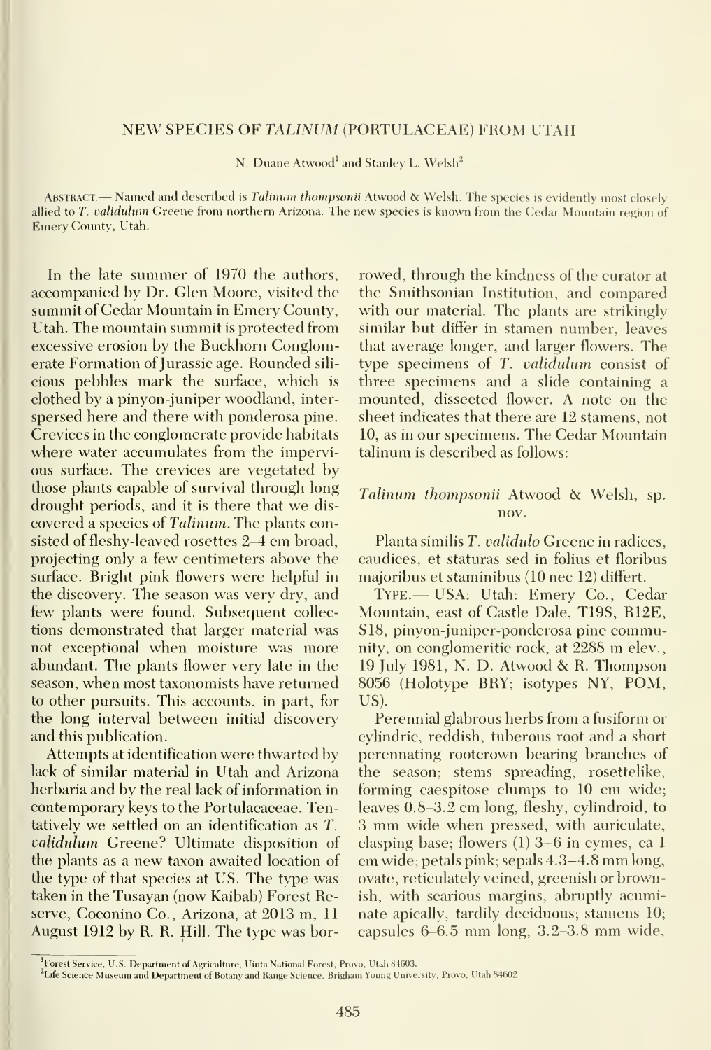## NEW SPECIES OF *TALINUM* (PORTULACEAE) FROM UTAH

N. Duane Atwood[1] and Stanley L. Welsh[2]

Abstract.— Named and described is *Talinum thompsonii* Atwood & Welsh. The species is evidently most closely allied to *T. validulum* Greene from northern Arizona. The new species is known from the Cedar Mountain region of Emery County, Utah.

In the late summer of 1970 the authors, accompanied by Dr. Glen Moore, visited the summit of Cedar Mountain in Emery County, Utah. The mountain summit is protected from excessive erosion by the Buckhorn Conglomerate Formation of Jurassic age. Rounded siliceous pebbles mark the surface, which is clothed by a pinyon-juniper woodland, interspersed here and there with ponderosa pine. Crevices in the conglomerate provide habitats where water accumulates from the impervious surface. The crevices are vegetated by those plants capable of survival through long drought periods, and it is there that we discovered a species of *Talinum*. The plants consisted of fleshy-leaved rosettes 2–4 cm broad, projecting only a few centimeters above the surface. Bright pink flowers were helpful in the discovery. The season was very dry, and few plants were found. Subsequent collections demonstrated that larger material was not exceptional when moisture was more abundant. The plants flower very late in the season, when most taxonomists have returned to other pursuits. This accounts, in part, for the long interval between initial discovery and this publication.

Attempts at identification were thwarted by lack of similar material in Utah and Arizona herbaria and by the real lack of information in contemporary keys to the Portulacaceae. Tentatively we settled on an identification as *T. validulum* Greene? Ultimate disposition of the plants as a new taxon awaited location of the type of that species at US. The type was taken in the Tusayan (now Kaibab) Forest Reserve, Coconino Co., Arizona, at 2013 m, 11 August 1912 by R. R. Hill. The type was borrowed, through the kindness of the curator at the Smithsonian Institution, and compared with our material. The plants are strikingly similar but differ in stamen number, leaves that average longer, and larger flowers. The type specimens of *T. validulum* consist of three specimens and a slide containing a mounted, dissected flower. A note on the sheet indicates that there are 12 stamens, not 10, as in our specimens. The Cedar Mountain talinum is described as follows:

### *Talinum thompsonii* Atwood & Welsh, sp. nov.

Planta similis *T. validulo* Greene in radices, caudices, et staturas sed in folius et floribus majoribus et staminibus (10 nec 12) differt.

Type.— USA: Utah: Emery Co., Cedar Mountain, east of Castle Dale, T19S, R12E, S18, pinyon-juniper-ponderosa pine community, on conglomeritic rock, at 2288 m elev., 19 July 1981, N. D. Atwood & R. Thompson 8056 (Holotype BRY; isotypes NY, POM, US).

Perennial glabrous herbs from a fusiform or cylindric, reddish, tuberous root and a short perennating rootcrown bearing branches of the season; stems spreading, rosettelike, forming caespitose clumps to 10 cm wide; leaves 0.8–3.2 cm long, fleshy, cylindroid, to 3 mm wide when pressed, with auriculate, clasping base; flowers (1) 3–6 in cymes, ca 1 cm wide; petals pink; sepals 4.3–4.8 mm long, ovate, reticulately veined, greenish or brownish, with scarious margins, abruptly acuminate apically, tardily deciduous; stamens 10; capsules 6–6.5 mm long, 3.2–3.8 mm wide,

[1] Forest Service, U.S. Department of Agriculture, Uinta National Forest, Provo, Utah 84603.

[2] Life Science Museum and Department of Botany and Range Science, Brigham Young University, Provo, Utah 84602.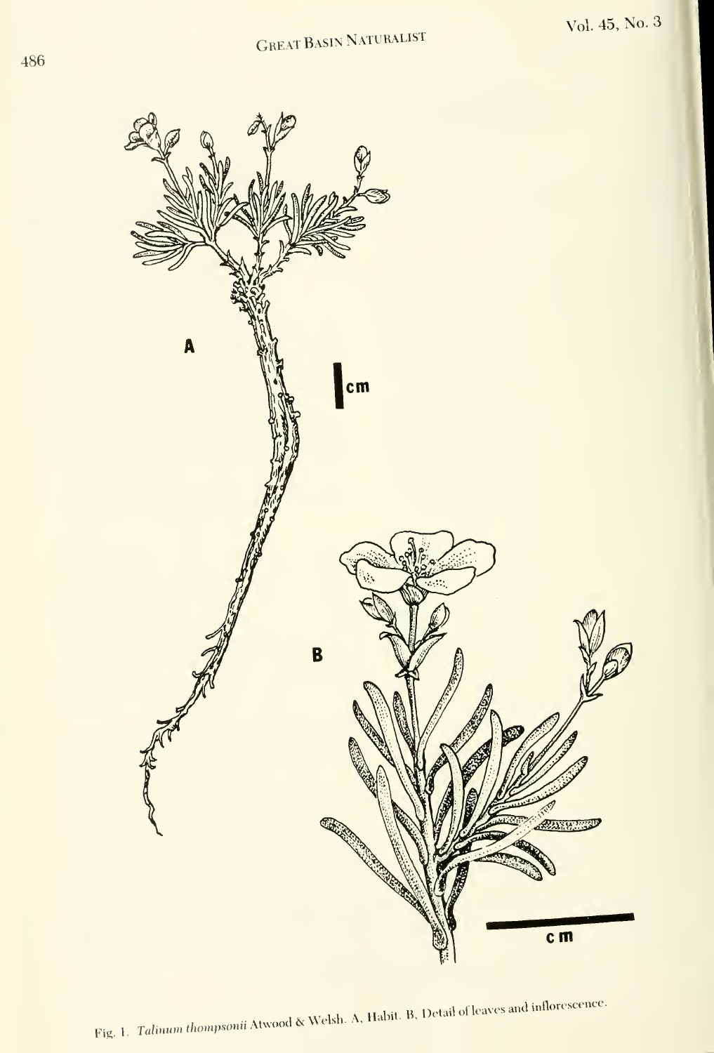Fig. 1. *Talinum thompsonii* Atwood & Welsh. A, Habit. B, Detail of leaves and inflorescence.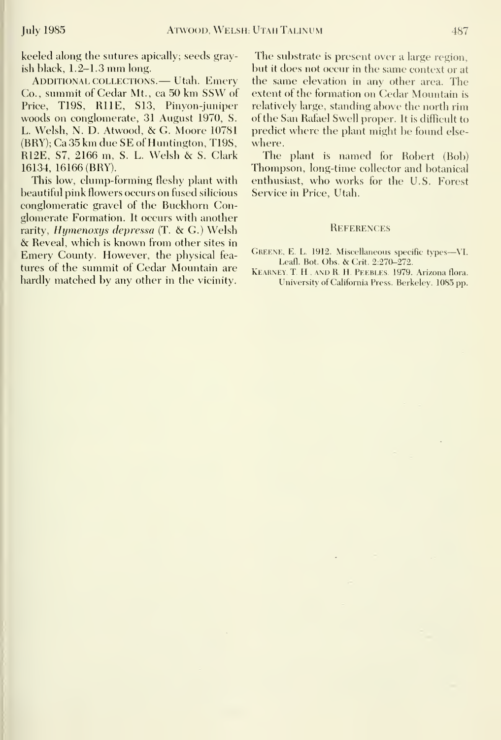keeled along the sutures apically; seeds grayish black, 1.2–1.3 mm long.

Additional collections.— Utah. Emery Co., summit of Cedar Mt., ca 50 km SSW of Price, T19S, R11E, S13, Pinyon-juniper woods on conglomerate, 31 August 1970, S. L. Welsh, N. D. Atwood, & G. Moore 10781 (BRY); Ca 35 km due SE of Huntington, T19S, R12E, S7, 2166 m, S. L. Welsh & S. Clark 16134, 16166 (BRY).

This low, clump-forming fleshy plant with beautiful pink flowers occurs on fused silicious conglomeratic gravel of the Buckhorn Conglomerate Formation. It occurs with another rarity, *Hymenoxys depressa* (T. & G.) Welsh & Reveal, which is known from other sites in Emery County. However, the physical features of the summit of Cedar Mountain are hardly matched by any other in the vicinity. The substrate is present over a large region, but it does not occur in the same context or at the same elevation in any other area. The extent of the formation on Cedar Mountain is relatively large, standing above the north rim of the San Rafael Swell proper. It is difficult to predict where the plant might be found elsewhere.

The plant is named for Robert (Bob) Thompson, long-time collector and botanical enthusiast, who works for the U.S. Forest Service in Price, Utah.

## References

Greene, E. L. 1912. Miscellaneous specific types—VI. Leafl. Bot. Obs. & Crit. 2:270–272.

Kearney, T. H., and R. H. Peebles. 1979. Arizona flora. University of California Press. Berkeley. 1085 pp.